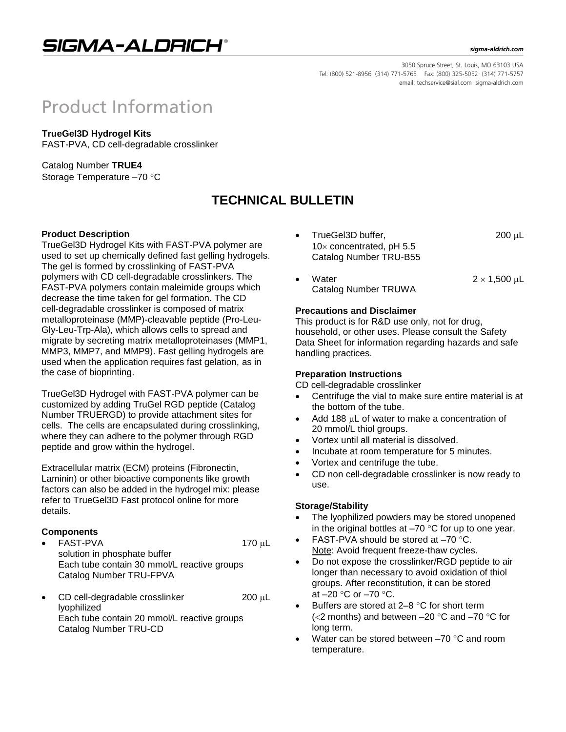# SIGMA-ALDRICH®

sigma-aldrich.com

3050 Spruce Street, St. Louis, MO 63103 USA
Tel: (800) 521-8956 (314) 771-5765 Fax: (800) 325-5052 (314) 771-5757
email: techservice@sial.com sigma-aldrich.com

# Product Information

**TrueGel3D Hydrogel Kits**
FAST-PVA, CD cell-degradable crosslinker

Catalog Number **TRUE4**
Storage Temperature –70 °C

## TECHNICAL BULLETIN

### Product Description

TrueGel3D Hydrogel Kits with FAST-PVA polymer are used to set up chemically defined fast gelling hydrogels. The gel is formed by crosslinking of FAST-PVA polymers with CD cell-degradable crosslinkers. The FAST-PVA polymers contain maleimide groups which decrease the time taken for gel formation. The CD cell-degradable crosslinker is composed of matrix metalloproteinase (MMP)-cleavable peptide (Pro-Leu-Gly-Leu-Trp-Ala), which allows cells to spread and migrate by secreting matrix metalloproteinases (MMP1, MMP3, MMP7, and MMP9). Fast gelling hydrogels are used when the application requires fast gelation, as in the case of bioprinting.

TrueGel3D Hydrogel with FAST-PVA polymer can be customized by adding TruGel RGD peptide (Catalog Number TRUERGD) to provide attachment sites for cells. The cells are encapsulated during crosslinking, where they can adhere to the polymer through RGD peptide and grow within the hydrogel.

Extracellular matrix (ECM) proteins (Fibronectin, Laminin) or other bioactive components like growth factors can also be added in the hydrogel mix: please refer to TrueGel3D Fast protocol online for more details.

### Components

- FAST-PVA 170 μL
  solution in phosphate buffer
  Each tube contain 30 mmol/L reactive groups
  Catalog Number TRU-FPVA
- CD cell-degradable crosslinker 200 μL
  lyophilized
  Each tube contain 20 mmol/L reactive groups
  Catalog Number TRU-CD
- TrueGel3D buffer, 200 μL
  10× concentrated, pH 5.5
  Catalog Number TRU-B55
- Water 2 × 1,500 μL
  Catalog Number TRUWA

### Precautions and Disclaimer

This product is for R&D use only, not for drug, household, or other uses. Please consult the Safety Data Sheet for information regarding hazards and safe handling practices.

### Preparation Instructions

CD cell-degradable crosslinker

- Centrifuge the vial to make sure entire material is at the bottom of the tube.
- Add 188 μL of water to make a concentration of 20 mmol/L thiol groups.
- Vortex until all material is dissolved.
- Incubate at room temperature for 5 minutes.
- Vortex and centrifuge the tube.
- CD non cell-degradable crosslinker is now ready to use.

### Storage/Stability

- The lyophilized powders may be stored unopened in the original bottles at –70 °C for up to one year.
- FAST-PVA should be stored at –70 °C.
  Note: Avoid frequent freeze-thaw cycles.
- Do not expose the crosslinker/RGD peptide to air longer than necessary to avoid oxidation of thiol groups. After reconstitution, it can be stored at –20 °C or –70 °C.
- Buffers are stored at 2–8 °C for short term (<2 months) and between –20 °C and –70 °C for long term.
- Water can be stored between –70 °C and room temperature.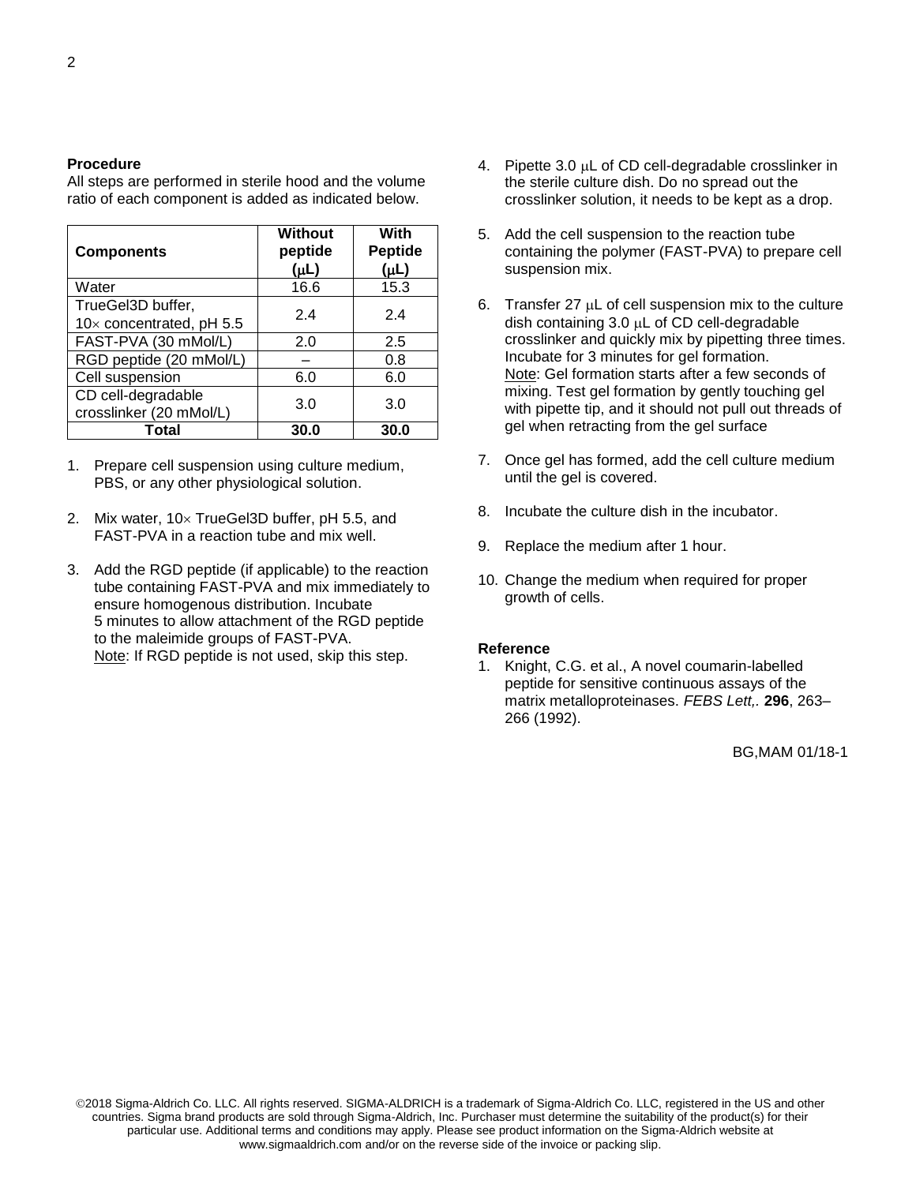**Procedure**

All steps are performed in sterile hood and the volume ratio of each component is added as indicated below.

| Components | Without peptide (μL) | With Peptide (μL) |
|---|---|---|
| Water | 16.6 | 15.3 |
| TrueGel3D buffer, 10× concentrated, pH 5.5 | 2.4 | 2.4 |
| FAST-PVA (30 mMol/L) | 2.0 | 2.5 |
| RGD peptide (20 mMol/L) | – | 0.8 |
| Cell suspension | 6.0 | 6.0 |
| CD cell-degradable crosslinker (20 mMol/L) | 3.0 | 3.0 |
| **Total** | **30.0** | **30.0** |

1. Prepare cell suspension using culture medium, PBS, or any other physiological solution.

2. Mix water, 10× TrueGel3D buffer, pH 5.5, and FAST-PVA in a reaction tube and mix well.

3. Add the RGD peptide (if applicable) to the reaction tube containing FAST-PVA and mix immediately to ensure homogenous distribution. Incubate 5 minutes to allow attachment of the RGD peptide to the maleimide groups of FAST-PVA.
   Note: If RGD peptide is not used, skip this step.

4. Pipette 3.0 μL of CD cell-degradable crosslinker in the sterile culture dish. Do no spread out the crosslinker solution, it needs to be kept as a drop.

5. Add the cell suspension to the reaction tube containing the polymer (FAST-PVA) to prepare cell suspension mix.

6. Transfer 27 μL of cell suspension mix to the culture dish containing 3.0 μL of CD cell-degradable crosslinker and quickly mix by pipetting three times. Incubate for 3 minutes for gel formation.
   Note: Gel formation starts after a few seconds of mixing. Test gel formation by gently touching gel with pipette tip, and it should not pull out threads of gel when retracting from the gel surface

7. Once gel has formed, add the cell culture medium until the gel is covered.

8. Incubate the culture dish in the incubator.

9. Replace the medium after 1 hour.

10. Change the medium when required for proper growth of cells.

**Reference**

1. Knight, C.G. et al., A novel coumarin-labelled peptide for sensitive continuous assays of the matrix metalloproteinases. *FEBS Lett,.* **296**, 263–266 (1992).

BG,MAM 01/18-1

©2018 Sigma-Aldrich Co. LLC. All rights reserved. SIGMA-ALDRICH is a trademark of Sigma-Aldrich Co. LLC, registered in the US and other countries. Sigma brand products are sold through Sigma-Aldrich, Inc. Purchaser must determine the suitability of the product(s) for their particular use. Additional terms and conditions may apply. Please see product information on the Sigma-Aldrich website at www.sigmaaldrich.com and/or on the reverse side of the invoice or packing slip.